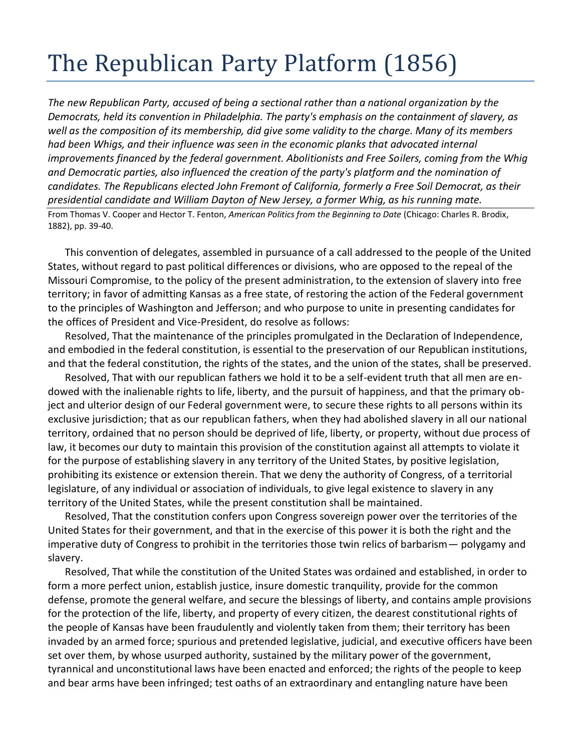# The Republican Party Platform (1856)

*The new Republican Party, accused of being a sectional rather than a national organization by the Democrats, held its convention in Philadelphia. The party's emphasis on the containment of slavery, as well as the composition of its membership, did give some validity to the charge. Many of its members had been Whigs, and their influence was seen in the economic planks that advocated internal improvements financed by the federal government. Abolitionists and Free Soilers, coming from the Whig and Democratic parties, also influenced the creation of the party's platform and the nomination of candidates. The Republicans elected John Fremont of California, formerly a Free Soil Democrat, as their presidential candidate and William Dayton of New Jersey, a former Whig, as his running mate.*

From Thomas V. Cooper and Hector T. Fenton, *American Politics from the Beginning to Date* (Chicago: Charles R. Brodix, 1882), pp. 39-40.

This convention of delegates, assembled in pursuance of a call addressed to the people of the United States, without regard to past political differences or divisions, who are opposed to the repeal of the Missouri Compromise, to the policy of the present administration, to the extension of slavery into free territory; in favor of admitting Kansas as a free state, of restoring the action of the Federal government to the principles of Washington and Jefferson; and who purpose to unite in presenting candidates for the offices of President and Vice-President, do resolve as follows:

Resolved, That the maintenance of the principles promulgated in the Declaration of Independence, and embodied in the federal constitution, is essential to the preservation of our Republican institutions, and that the federal constitution, the rights of the states, and the union of the states, shall be preserved.

Resolved, That with our republican fathers we hold it to be a self-evident truth that all men are endowed with the inalienable rights to life, liberty, and the pursuit of happiness, and that the primary object and ulterior design of our Federal government were, to secure these rights to all persons within its exclusive jurisdiction; that as our republican fathers, when they had abolished slavery in all our national territory, ordained that no person should be deprived of life, liberty, or property, without due process of law, it becomes our duty to maintain this provision of the constitution against all attempts to violate it for the purpose of establishing slavery in any territory of the United States, by positive legislation, prohibiting its existence or extension therein. That we deny the authority of Congress, of a territorial legislature, of any individual or association of individuals, to give legal existence to slavery in any territory of the United States, while the present constitution shall be maintained.

Resolved, That the constitution confers upon Congress sovereign power over the territories of the United States for their government, and that in the exercise of this power it is both the right and the imperative duty of Congress to prohibit in the territories those twin relics of barbarism— polygamy and slavery.

Resolved, That while the constitution of the United States was ordained and established, in order to form a more perfect union, establish justice, insure domestic tranquility, provide for the common defense, promote the general welfare, and secure the blessings of liberty, and contains ample provisions for the protection of the life, liberty, and property of every citizen, the dearest constitutional rights of the people of Kansas have been fraudulently and violently taken from them; their territory has been invaded by an armed force; spurious and pretended legislative, judicial, and executive officers have been set over them, by whose usurped authority, sustained by the military power of the government, tyrannical and unconstitutional laws have been enacted and enforced; the rights of the people to keep and bear arms have been infringed; test oaths of an extraordinary and entangling nature have been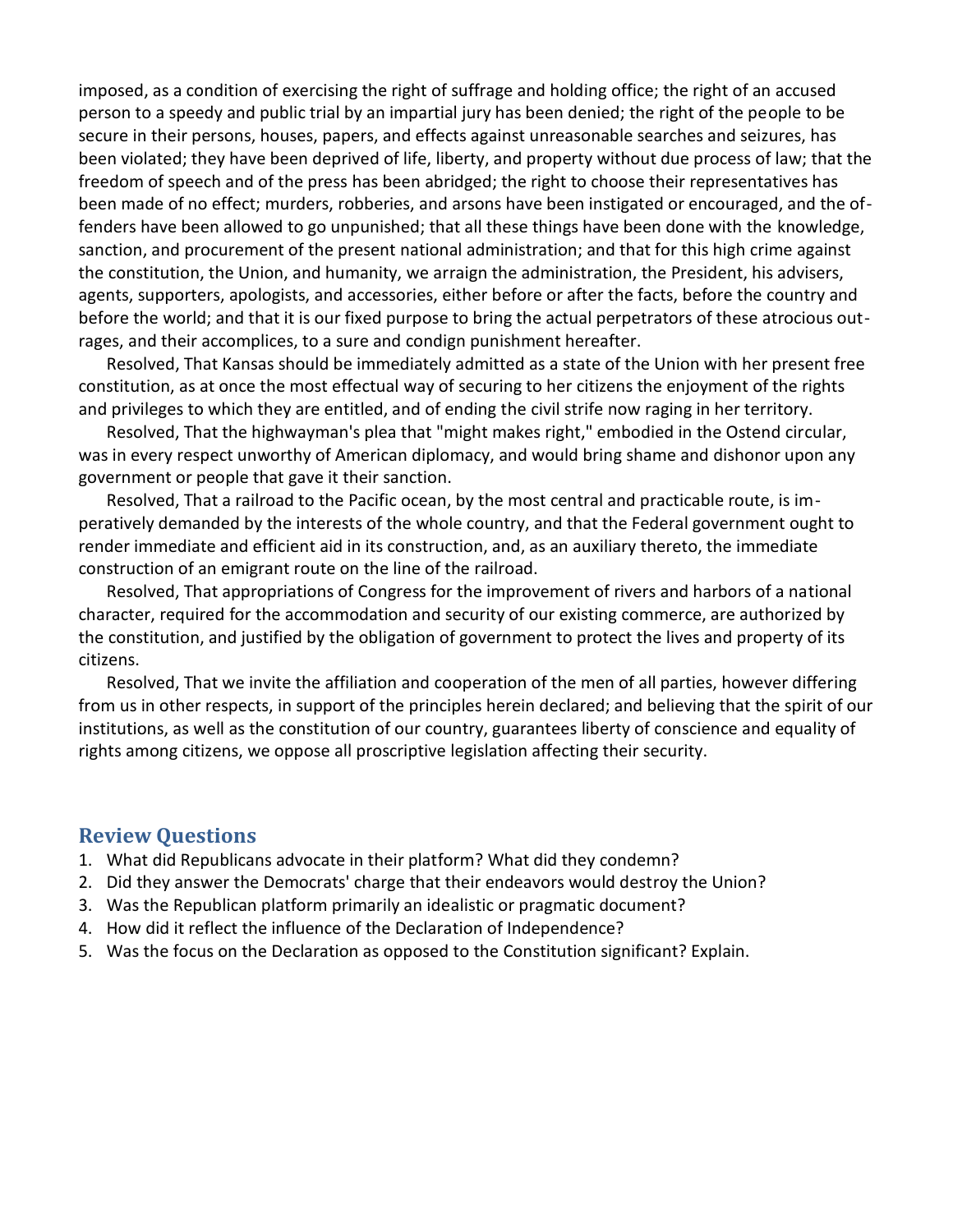imposed, as a condition of exercising the right of suffrage and holding office; the right of an accused person to a speedy and public trial by an impartial jury has been denied; the right of the people to be secure in their persons, houses, papers, and effects against unreasonable searches and seizures, has been violated; they have been deprived of life, liberty, and property without due process of law; that the freedom of speech and of the press has been abridged; the right to choose their representatives has been made of no effect; murders, robberies, and arsons have been instigated or encouraged, and the offenders have been allowed to go unpunished; that all these things have been done with the knowledge, sanction, and procurement of the present national administration; and that for this high crime against the constitution, the Union, and humanity, we arraign the administration, the President, his advisers, agents, supporters, apologists, and accessories, either before or after the facts, before the country and before the world; and that it is our fixed purpose to bring the actual perpetrators of these atrocious outrages, and their accomplices, to a sure and condign punishment hereafter.

Resolved, That Kansas should be immediately admitted as a state of the Union with her present free constitution, as at once the most effectual way of securing to her citizens the enjoyment of the rights and privileges to which they are entitled, and of ending the civil strife now raging in her territory.

Resolved, That the highwayman's plea that "might makes right," embodied in the Ostend circular, was in every respect unworthy of American diplomacy, and would bring shame and dishonor upon any government or people that gave it their sanction.

Resolved, That a railroad to the Pacific ocean, by the most central and practicable route, is imperatively demanded by the interests of the whole country, and that the Federal government ought to render immediate and efficient aid in its construction, and, as an auxiliary thereto, the immediate construction of an emigrant route on the line of the railroad.

Resolved, That appropriations of Congress for the improvement of rivers and harbors of a national character, required for the accommodation and security of our existing commerce, are authorized by the constitution, and justified by the obligation of government to protect the lives and property of its citizens.

Resolved, That we invite the affiliation and cooperation of the men of all parties, however differing from us in other respects, in support of the principles herein declared; and believing that the spirit of our institutions, as well as the constitution of our country, guarantees liberty of conscience and equality of rights among citizens, we oppose all proscriptive legislation affecting their security.

## Review Questions

1. What did Republicans advocate in their platform? What did they condemn?
2. Did they answer the Democrats' charge that their endeavors would destroy the Union?
3. Was the Republican platform primarily an idealistic or pragmatic document?
4. How did it reflect the influence of the Declaration of Independence?
5. Was the focus on the Declaration as opposed to the Constitution significant? Explain.